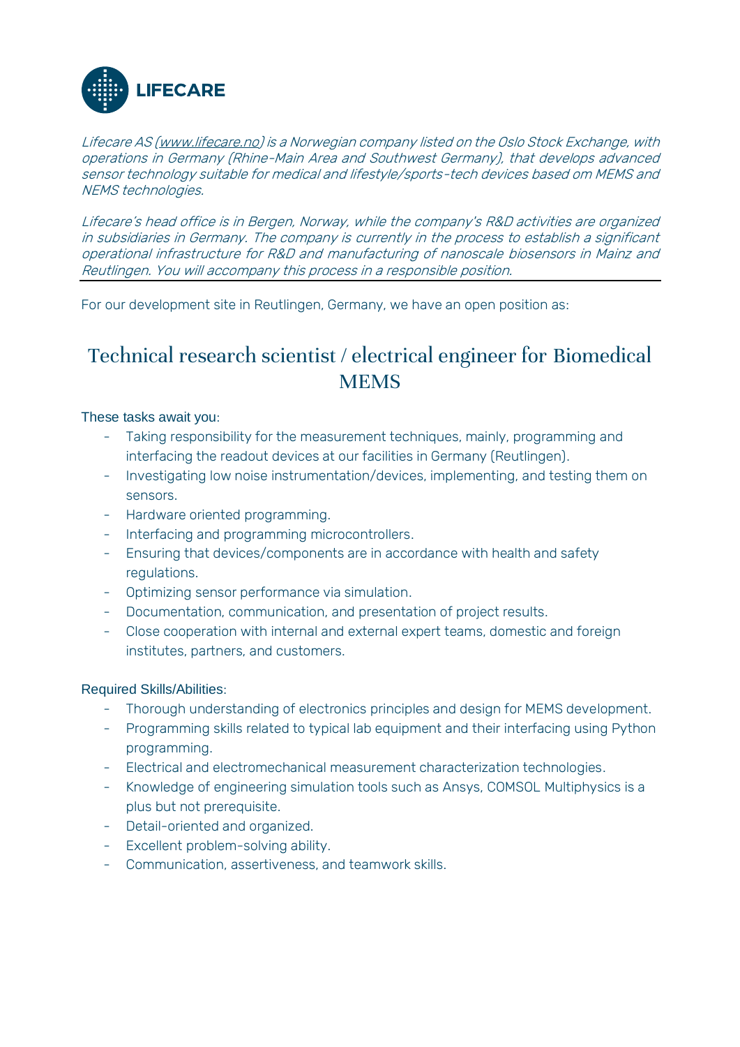**LIFECARE**

*Lifecare AS ([www.lifecare.no](http://www.lifecare.no)) is a Norwegian company listed on the Oslo Stock Exchange, with operations in Germany (Rhine-Main Area and Southwest Germany), that develops advanced sensor technology suitable for medical and lifestyle/sports-tech devices based om MEMS and NEMS technologies.*

*Lifecare's head office is in Bergen, Norway, while the company's R&D activities are organized in subsidiaries in Germany. The company is currently in the process to establish a significant operational infrastructure for R&D and manufacturing of nanoscale biosensors in Mainz and Reutlingen. You will accompany this process in a responsible position.*

---

For our development site in Reutlingen, Germany, we have an open position as:

# Technical research scientist / electrical engineer for Biomedical MEMS

### These tasks await you:

- Taking responsibility for the measurement techniques, mainly, programming and interfacing the readout devices at our facilities in Germany (Reutlingen).
- Investigating low noise instrumentation/devices, implementing, and testing them on sensors.
- Hardware oriented programming.
- Interfacing and programming microcontrollers.
- Ensuring that devices/components are in accordance with health and safety regulations.
- Optimizing sensor performance via simulation.
- Documentation, communication, and presentation of project results.
- Close cooperation with internal and external expert teams, domestic and foreign institutes, partners, and customers.

### Required Skills/Abilities:

- Thorough understanding of electronics principles and design for MEMS development.
- Programming skills related to typical lab equipment and their interfacing using Python programming.
- Electrical and electromechanical measurement characterization technologies.
- Knowledge of engineering simulation tools such as Ansys, COMSOL Multiphysics is a plus but not prerequisite.
- Detail-oriented and organized.
- Excellent problem-solving ability.
- Communication, assertiveness, and teamwork skills.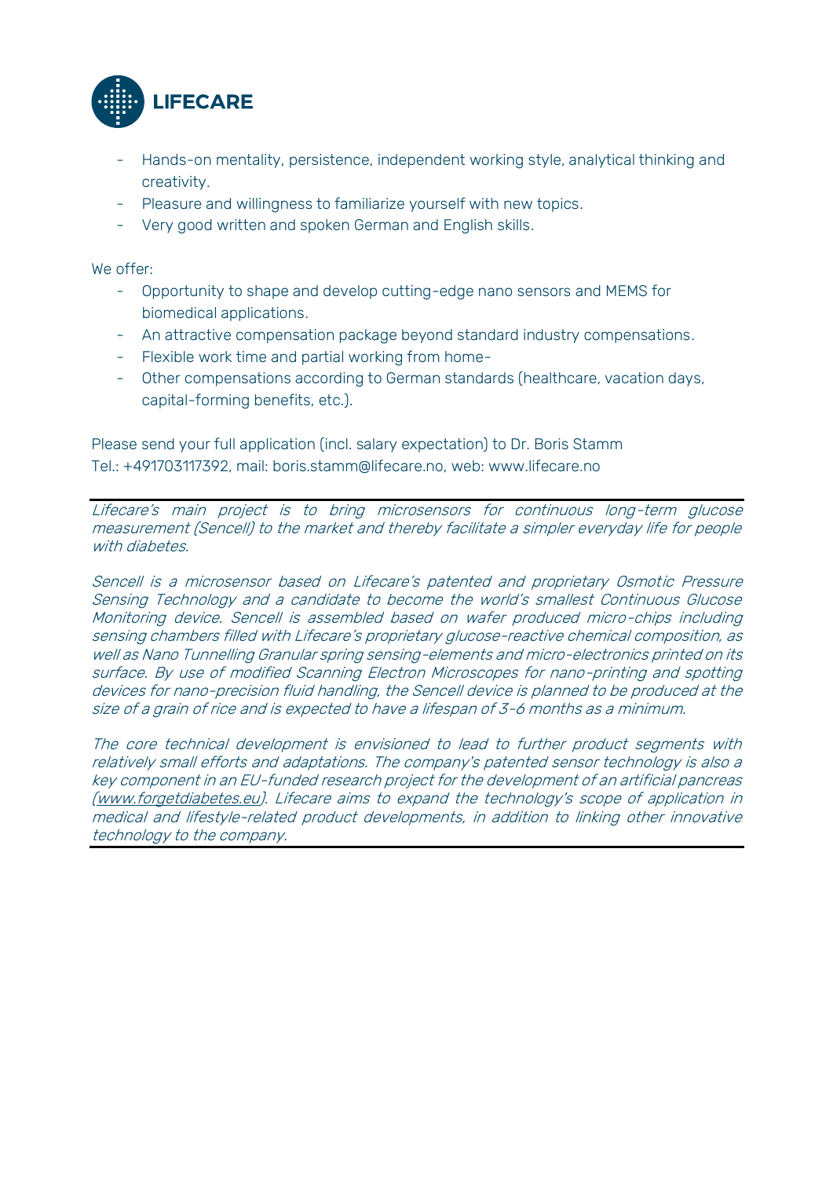- Hands-on mentality, persistence, independent working style, analytical thinking and creativity.
- Pleasure and willingness to familiarize yourself with new topics.
- Very good written and spoken German and English skills.

We offer:

- Opportunity to shape and develop cutting-edge nano sensors and MEMS for biomedical applications.
- An attractive compensation package beyond standard industry compensations.
- Flexible work time and partial working from home-
- Other compensations according to German standards (healthcare, vacation days, capital-forming benefits, etc.).

Please send your full application (incl. salary expectation) to Dr. Boris Stamm
Tel.: +491703117392, mail: boris.stamm@lifecare.no, web: www.lifecare.no

---

*Lifecare's main project is to bring microsensors for continuous long-term glucose measurement (Sencell) to the market and thereby facilitate a simpler everyday life for people with diabetes.*

*Sencell is a microsensor based on Lifecare's patented and proprietary Osmotic Pressure Sensing Technology and a candidate to become the world's smallest Continuous Glucose Monitoring device. Sencell is assembled based on wafer produced micro-chips including sensing chambers filled with Lifecare's proprietary glucose-reactive chemical composition, as well as Nano Tunnelling Granular spring sensing-elements and micro-electronics printed on its surface. By use of modified Scanning Electron Microscopes for nano-printing and spotting devices for nano-precision fluid handling, the Sencell device is planned to be produced at the size of a grain of rice and is expected to have a lifespan of 3-6 months as a minimum.*

*The core technical development is envisioned to lead to further product segments with relatively small efforts and adaptations. The company's patented sensor technology is also a key component in an EU-funded research project for the development of an artificial pancreas (www.forgetdiabetes.eu). Lifecare aims to expand the technology's scope of application in medical and lifestyle-related product developments, in addition to linking other innovative technology to the company.*

---